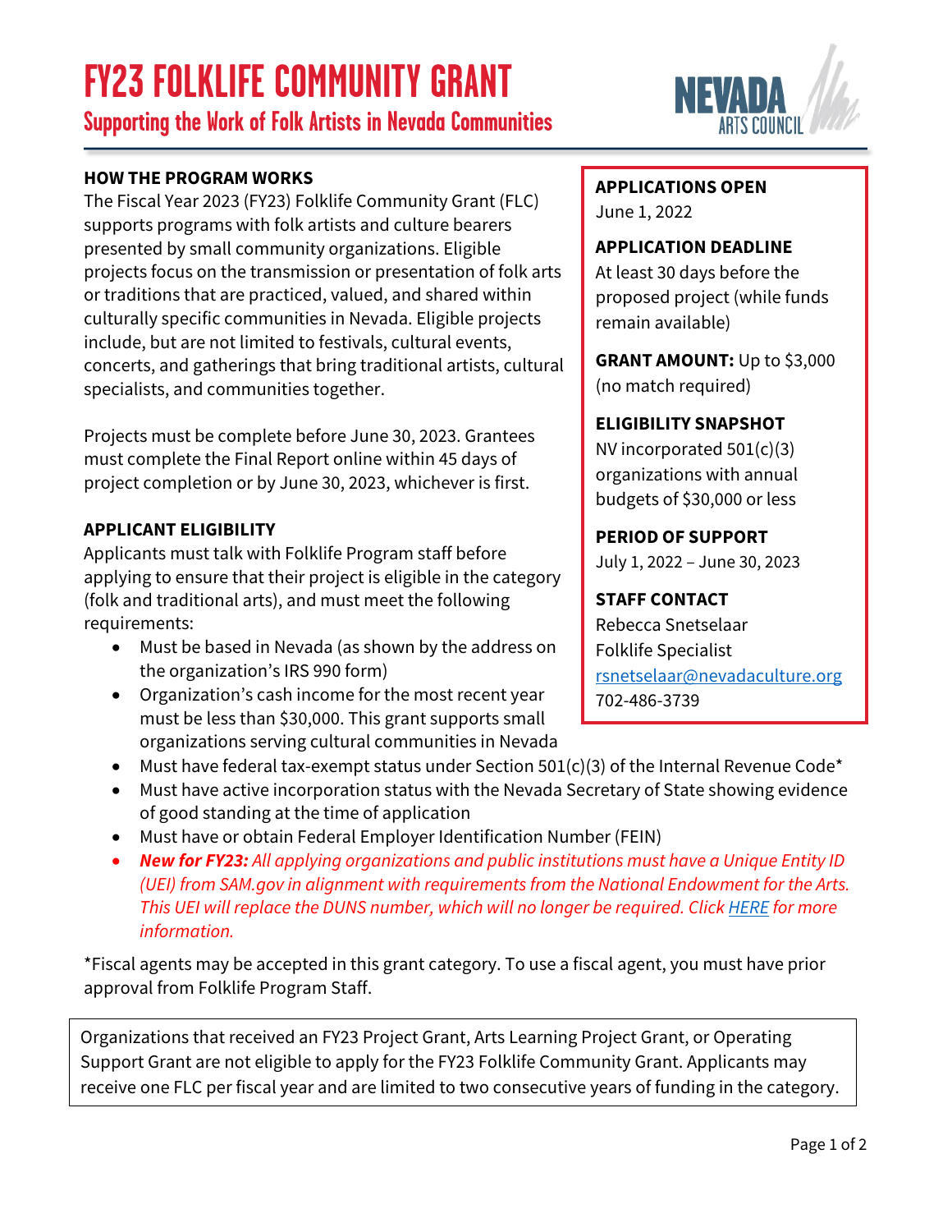# FY23 FOLKLIFE COMMUNITY GRANT

## Supporting the Work of Folk Artists in Nevada Communities

NEVADA ARTS COUNCIL

### HOW THE PROGRAM WORKS

The Fiscal Year 2023 (FY23) Folklife Community Grant (FLC) supports programs with folk artists and culture bearers presented by small community organizations. Eligible projects focus on the transmission or presentation of folk arts or traditions that are practiced, valued, and shared within culturally specific communities in Nevada. Eligible projects include, but are not limited to festivals, cultural events, concerts, and gatherings that bring traditional artists, cultural specialists, and communities together.

Projects must be complete before June 30, 2023. Grantees must complete the Final Report online within 45 days of project completion or by June 30, 2023, whichever is first.

**APPLICATIONS OPEN**
June 1, 2022

**APPLICATION DEADLINE**
At least 30 days before the proposed project (while funds remain available)

**GRANT AMOUNT:** Up to $3,000 (no match required)

**ELIGIBILITY SNAPSHOT**
NV incorporated 501(c)(3) organizations with annual budgets of $30,000 or less

**PERIOD OF SUPPORT**
July 1, 2022 – June 30, 2023

**STAFF CONTACT**
Rebecca Snetselaar
Folklife Specialist
rsnetselaar@nevadaculture.org
702-486-3739

### APPLICANT ELIGIBILITY

Applicants must talk with Folklife Program staff before applying to ensure that their project is eligible in the category (folk and traditional arts), and must meet the following requirements:

- Must be based in Nevada (as shown by the address on the organization's IRS 990 form)
- Organization's cash income for the most recent year must be less than $30,000. This grant supports small organizations serving cultural communities in Nevada
- Must have federal tax-exempt status under Section 501(c)(3) of the Internal Revenue Code*
- Must have active incorporation status with the Nevada Secretary of State showing evidence of good standing at the time of application
- Must have or obtain Federal Employer Identification Number (FEIN)
- ***New for FY23:*** *All applying organizations and public institutions must have a Unique Entity ID (UEI) from SAM.gov in alignment with requirements from the National Endowment for the Arts. This UEI will replace the DUNS number, which will no longer be required. Click HERE for more information.*

*Fiscal agents may be accepted in this grant category. To use a fiscal agent, you must have prior approval from Folklife Program Staff.

Organizations that received an FY23 Project Grant, Arts Learning Project Grant, or Operating Support Grant are not eligible to apply for the FY23 Folklife Community Grant. Applicants may receive one FLC per fiscal year and are limited to two consecutive years of funding in the category.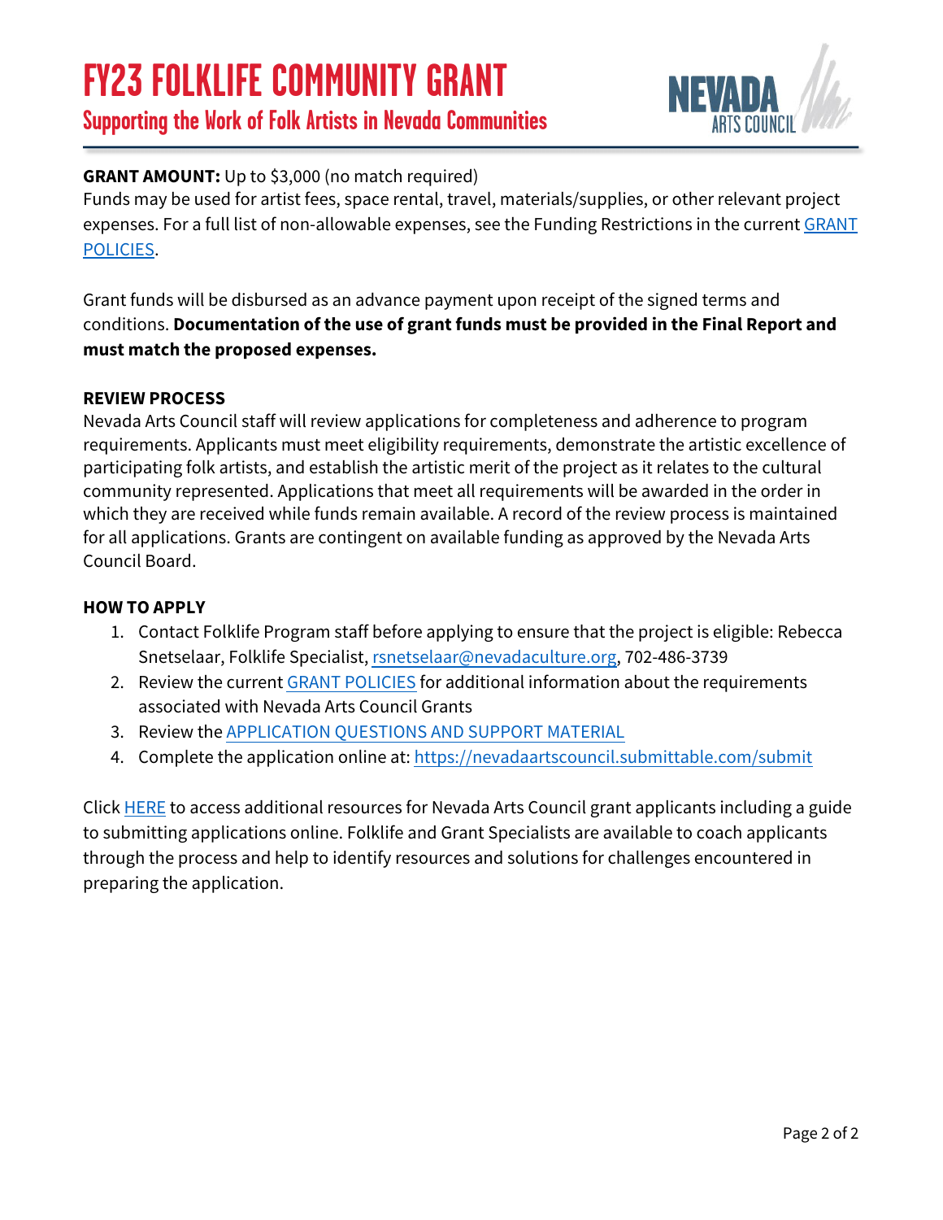# FY23 FOLKLIFE COMMUNITY GRANT

## Supporting the Work of Folk Artists in Nevada Communities

NEVADA ARTS COUNCIL

**GRANT AMOUNT:** Up to $3,000 (no match required)
Funds may be used for artist fees, space rental, travel, materials/supplies, or other relevant project expenses. For a full list of non-allowable expenses, see the Funding Restrictions in the current GRANT POLICIES.

Grant funds will be disbursed as an advance payment upon receipt of the signed terms and conditions. **Documentation of the use of grant funds must be provided in the Final Report and must match the proposed expenses.**

**REVIEW PROCESS**
Nevada Arts Council staff will review applications for completeness and adherence to program requirements. Applicants must meet eligibility requirements, demonstrate the artistic excellence of participating folk artists, and establish the artistic merit of the project as it relates to the cultural community represented. Applications that meet all requirements will be awarded in the order in which they are received while funds remain available. A record of the review process is maintained for all applications. Grants are contingent on available funding as approved by the Nevada Arts Council Board.

**HOW TO APPLY**

1. Contact Folklife Program staff before applying to ensure that the project is eligible: Rebecca Snetselaar, Folklife Specialist, rsnetselaar@nevadaculture.org, 702-486-3739
2. Review the current GRANT POLICIES for additional information about the requirements associated with Nevada Arts Council Grants
3. Review the APPLICATION QUESTIONS AND SUPPORT MATERIAL
4. Complete the application online at: https://nevadaartscouncil.submittable.com/submit

Click HERE to access additional resources for Nevada Arts Council grant applicants including a guide to submitting applications online. Folklife and Grant Specialists are available to coach applicants through the process and help to identify resources and solutions for challenges encountered in preparing the application.